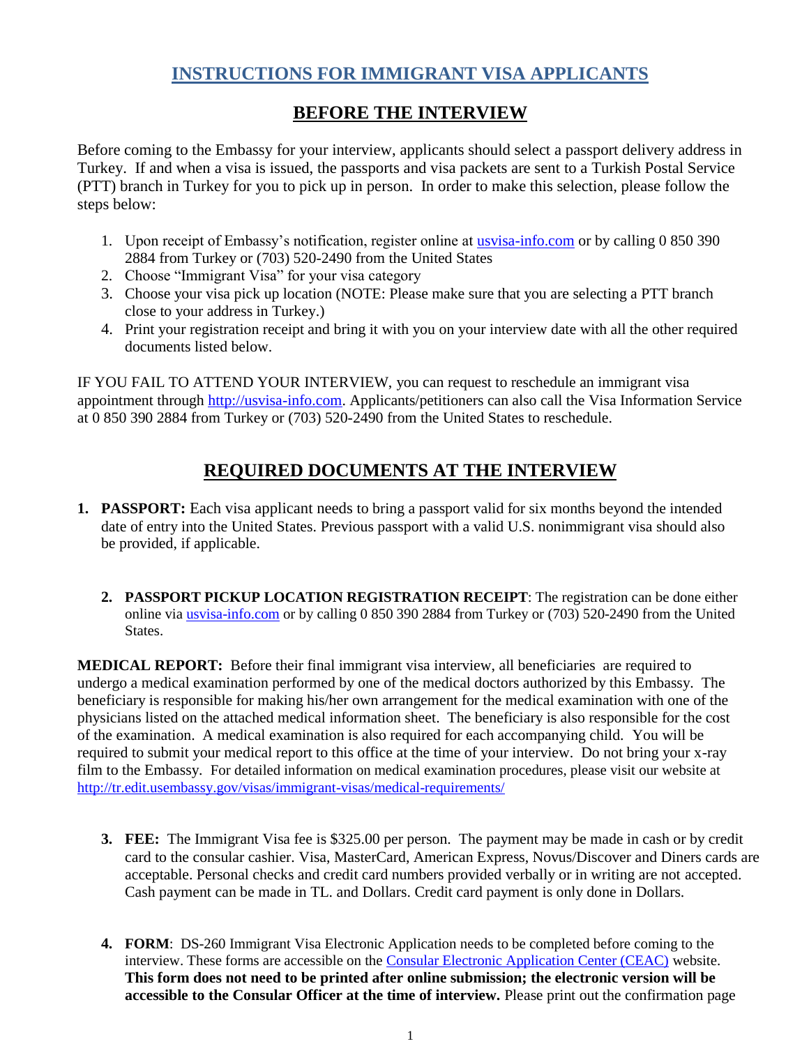# INSTRUCTIONS FOR IMMIGRANT VISA APPLICANTS

## BEFORE THE INTERVIEW

Before coming to the Embassy for your interview, applicants should select a passport delivery address in Turkey. If and when a visa is issued, the passports and visa packets are sent to a Turkish Postal Service (PTT) branch in Turkey for you to pick up in person. In order to make this selection, please follow the steps below:

1. Upon receipt of Embassy's notification, register online at [usvisa-info.com](usvisa-info.com) or by calling 0 850 390 2884 from Turkey or (703) 520-2490 from the United States
2. Choose "Immigrant Visa" for your visa category
3. Choose your visa pick up location (NOTE: Please make sure that you are selecting a PTT branch close to your address in Turkey.)
4. Print your registration receipt and bring it with you on your interview date with all the other required documents listed below.

IF YOU FAIL TO ATTEND YOUR INTERVIEW, you can request to reschedule an immigrant visa appointment through [http://usvisa-info.com](http://usvisa-info.com). Applicants/petitioners can also call the Visa Information Service at 0 850 390 2884 from Turkey or (703) 520-2490 from the United States to reschedule.

## REQUIRED DOCUMENTS AT THE INTERVIEW

1. **PASSPORT:** Each visa applicant needs to bring a passport valid for six months beyond the intended date of entry into the United States. Previous passport with a valid U.S. nonimmigrant visa should also be provided, if applicable.

2. **PASSPORT PICKUP LOCATION REGISTRATION RECEIPT**: The registration can be done either online via [usvisa-info.com](usvisa-info.com) or by calling 0 850 390 2884 from Turkey or (703) 520-2490 from the United States.

**MEDICAL REPORT:** Before their final immigrant visa interview, all beneficiaries are required to undergo a medical examination performed by one of the medical doctors authorized by this Embassy. The beneficiary is responsible for making his/her own arrangement for the medical examination with one of the physicians listed on the attached medical information sheet. The beneficiary is also responsible for the cost of the examination. A medical examination is also required for each accompanying child. You will be required to submit your medical report to this office at the time of your interview. Do not bring your x-ray film to the Embassy. For detailed information on medical examination procedures, please visit our website at [http://tr.edit.usembassy.gov/visas/immigrant-visas/medical-requirements/](http://tr.edit.usembassy.gov/visas/immigrant-visas/medical-requirements/)

3. **FEE:** The Immigrant Visa fee is $325.00 per person. The payment may be made in cash or by credit card to the consular cashier. Visa, MasterCard, American Express, Novus/Discover and Diners cards are acceptable. Personal checks and credit card numbers provided verbally or in writing are not accepted. Cash payment can be made in TL. and Dollars. Credit card payment is only done in Dollars.

4. **FORM**: DS-260 Immigrant Visa Electronic Application needs to be completed before coming to the interview. These forms are accessible on the Consular Electronic Application Center (CEAC) website. **This form does not need to be printed after online submission; the electronic version will be accessible to the Consular Officer at the time of interview.** Please print out the confirmation page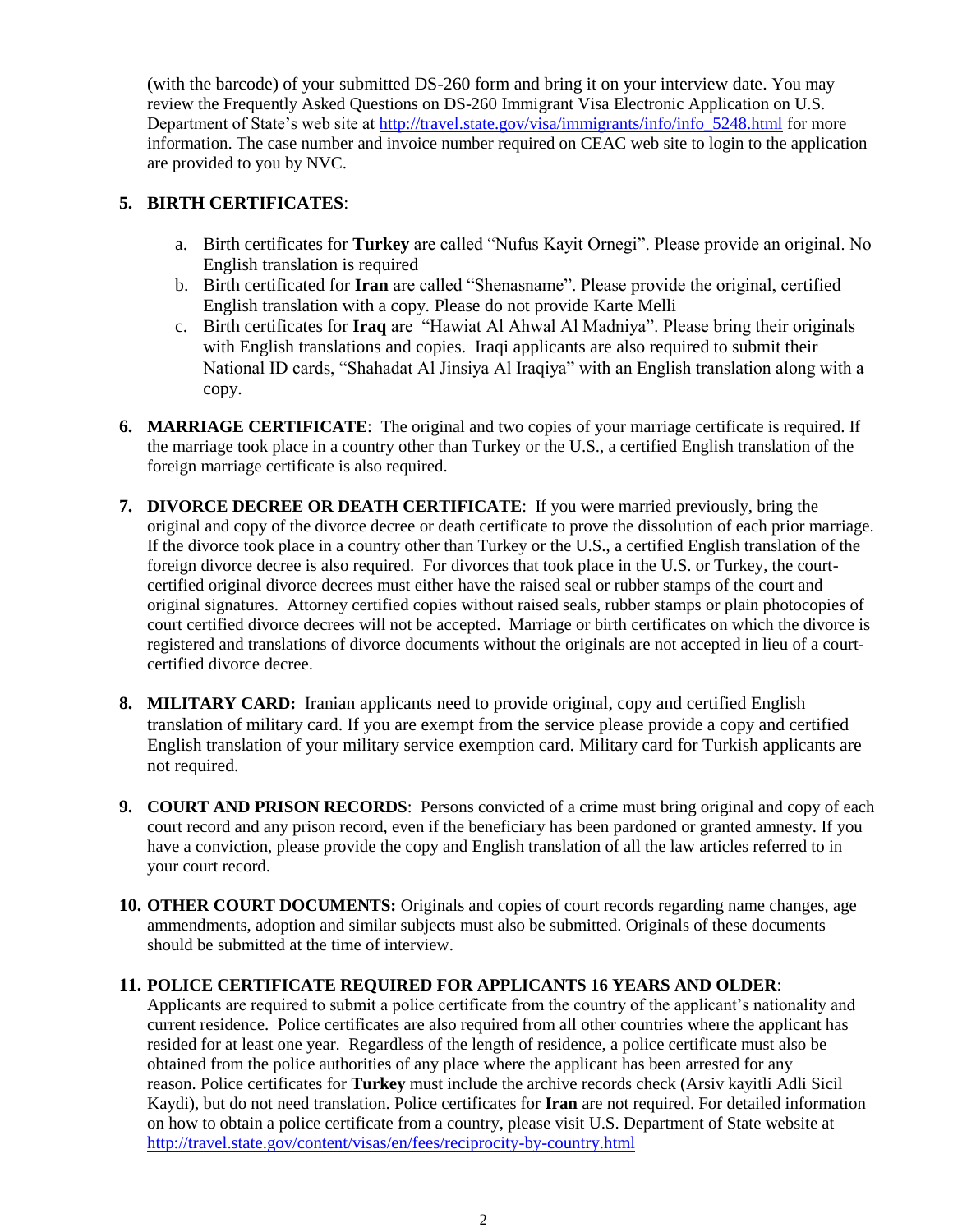(with the barcode) of your submitted DS-260 form and bring it on your interview date. You may review the Frequently Asked Questions on DS-260 Immigrant Visa Electronic Application on U.S. Department of State's web site at [http://travel.state.gov/visa/immigrants/info/info_5248.html](http://travel.state.gov/visa/immigrants/info/info_5248.html) for more information. The case number and invoice number required on CEAC web site to login to the application are provided to you by NVC.

5. **BIRTH CERTIFICATES**:

   a. Birth certificates for **Turkey** are called "Nufus Kayit Ornegi". Please provide an original. No English translation is required
   b. Birth certificated for **Iran** are called "Shenasname". Please provide the original, certified English translation with a copy. Please do not provide Karte Melli
   c. Birth certificates for **Iraq** are "Hawiat Al Ahwal Al Madniya". Please bring their originals with English translations and copies. Iraqi applicants are also required to submit their National ID cards, "Shahadat Al Jinsiya Al Iraqiya" with an English translation along with a copy.

6. **MARRIAGE CERTIFICATE**: The original and two copies of your marriage certificate is required. If the marriage took place in a country other than Turkey or the U.S., a certified English translation of the foreign marriage certificate is also required.

7. **DIVORCE DECREE OR DEATH CERTIFICATE**: If you were married previously, bring the original and copy of the divorce decree or death certificate to prove the dissolution of each prior marriage. If the divorce took place in a country other than Turkey or the U.S., a certified English translation of the foreign divorce decree is also required. For divorces that took place in the U.S. or Turkey, the court-certified original divorce decrees must either have the raised seal or rubber stamps of the court and original signatures. Attorney certified copies without raised seals, rubber stamps or plain photocopies of court certified divorce decrees will not be accepted. Marriage or birth certificates on which the divorce is registered and translations of divorce documents without the originals are not accepted in lieu of a court-certified divorce decree.

8. **MILITARY CARD:** Iranian applicants need to provide original, copy and certified English translation of military card. If you are exempt from the service please provide a copy and certified English translation of your military service exemption card. Military card for Turkish applicants are not required.

9. **COURT AND PRISON RECORDS**: Persons convicted of a crime must bring original and copy of each court record and any prison record, even if the beneficiary has been pardoned or granted amnesty. If you have a conviction, please provide the copy and English translation of all the law articles referred to in your court record.

10. **OTHER COURT DOCUMENTS:** Originals and copies of court records regarding name changes, age ammendments, adoption and similar subjects must also be submitted. Originals of these documents should be submitted at the time of interview.

11. **POLICE CERTIFICATE REQUIRED FOR APPLICANTS 16 YEARS AND OLDER**:
    Applicants are required to submit a police certificate from the country of the applicant's nationality and current residence. Police certificates are also required from all other countries where the applicant has resided for at least one year. Regardless of the length of residence, a police certificate must also be obtained from the police authorities of any place where the applicant has been arrested for any reason. Police certificates for **Turkey** must include the archive records check (Arsiv kayitli Adli Sicil Kaydi), but do not need translation. Police certificates for **Iran** are not required. For detailed information on how to obtain a police certificate from a country, please visit U.S. Department of State website at [http://travel.state.gov/content/visas/en/fees/reciprocity-by-country.html](http://travel.state.gov/content/visas/en/fees/reciprocity-by-country.html)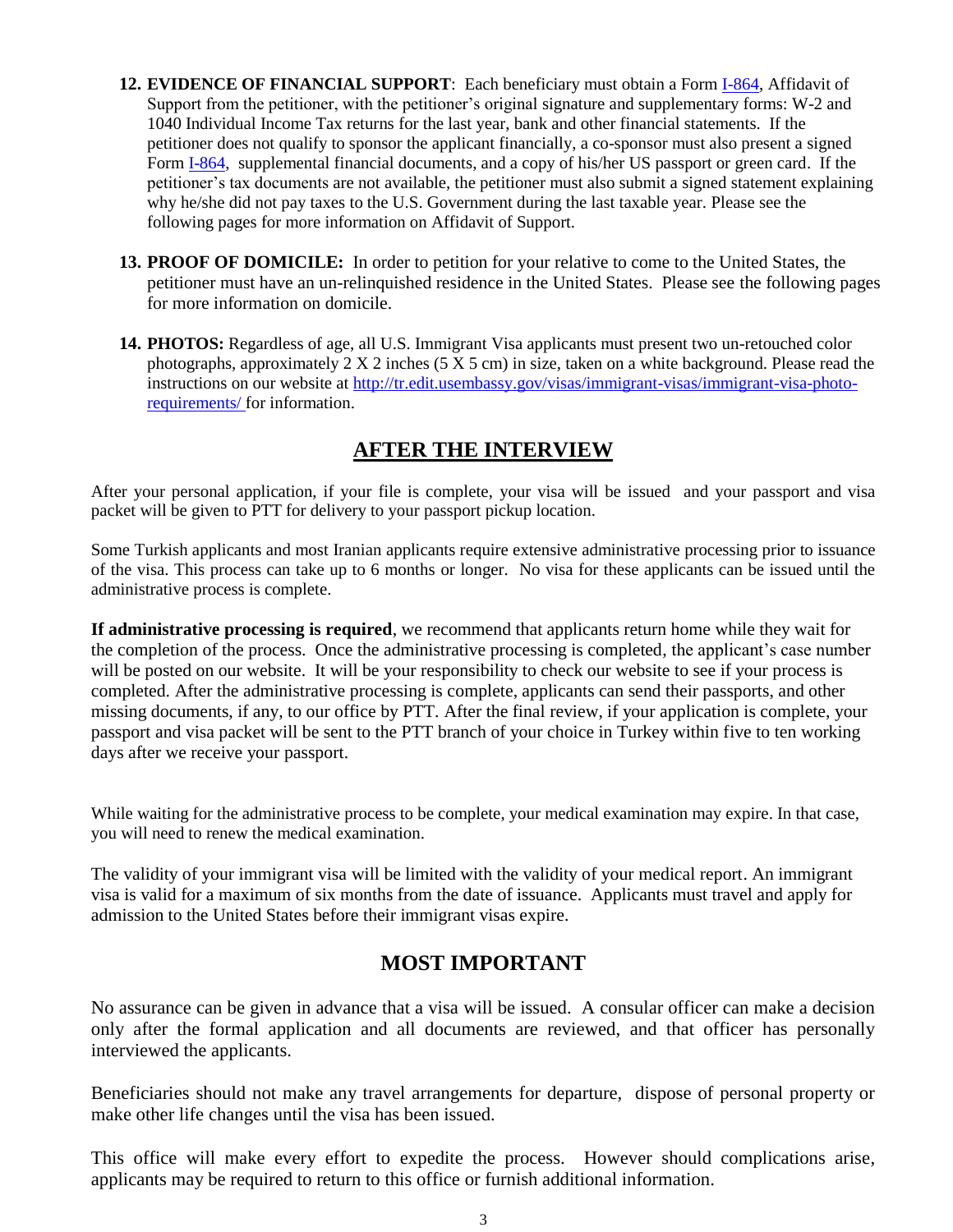12. **EVIDENCE OF FINANCIAL SUPPORT**: Each beneficiary must obtain a Form [I-864](I-864), Affidavit of Support from the petitioner, with the petitioner's original signature and supplementary forms: W-2 and 1040 Individual Income Tax returns for the last year, bank and other financial statements. If the petitioner does not qualify to sponsor the applicant financially, a co-sponsor must also present a signed Form [I-864](I-864), supplemental financial documents, and a copy of his/her US passport or green card. If the petitioner's tax documents are not available, the petitioner must also submit a signed statement explaining why he/she did not pay taxes to the U.S. Government during the last taxable year. Please see the following pages for more information on Affidavit of Support.

13. **PROOF OF DOMICILE:** In order to petition for your relative to come to the United States, the petitioner must have an un-relinquished residence in the United States. Please see the following pages for more information on domicile.

14. **PHOTOS:** Regardless of age, all U.S. Immigrant Visa applicants must present two un-retouched color photographs, approximately 2 X 2 inches (5 X 5 cm) in size, taken on a white background. Please read the instructions on our website at [http://tr.edit.usembassy.gov/visas/immigrant-visas/immigrant-visa-photo-requirements/](http://tr.edit.usembassy.gov/visas/immigrant-visas/immigrant-visa-photo-requirements/) for information.

## AFTER THE INTERVIEW

After your personal application, if your file is complete, your visa will be issued and your passport and visa packet will be given to PTT for delivery to your passport pickup location.

Some Turkish applicants and most Iranian applicants require extensive administrative processing prior to issuance of the visa. This process can take up to 6 months or longer. No visa for these applicants can be issued until the administrative process is complete.

**If administrative processing is required**, we recommend that applicants return home while they wait for the completion of the process. Once the administrative processing is completed, the applicant's case number will be posted on our website. It will be your responsibility to check our website to see if your process is completed. After the administrative processing is complete, applicants can send their passports, and other missing documents, if any, to our office by PTT. After the final review, if your application is complete, your passport and visa packet will be sent to the PTT branch of your choice in Turkey within five to ten working days after we receive your passport.

While waiting for the administrative process to be complete, your medical examination may expire. In that case, you will need to renew the medical examination.

The validity of your immigrant visa will be limited with the validity of your medical report. An immigrant visa is valid for a maximum of six months from the date of issuance. Applicants must travel and apply for admission to the United States before their immigrant visas expire.

## MOST IMPORTANT

No assurance can be given in advance that a visa will be issued. A consular officer can make a decision only after the formal application and all documents are reviewed, and that officer has personally interviewed the applicants.

Beneficiaries should not make any travel arrangements for departure, dispose of personal property or make other life changes until the visa has been issued.

This office will make every effort to expedite the process. However should complications arise, applicants may be required to return to this office or furnish additional information.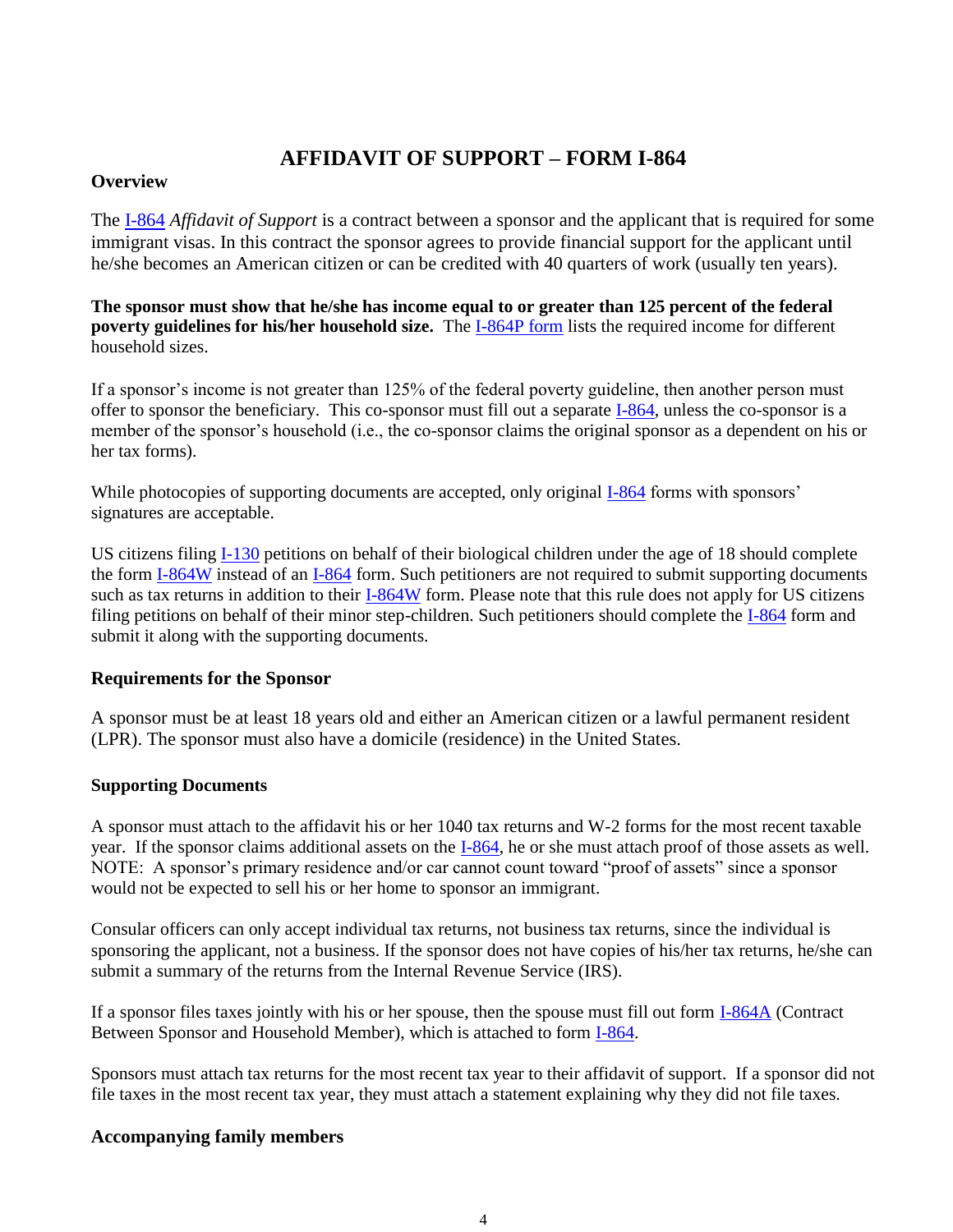# AFFIDAVIT OF SUPPORT – FORM I-864

## Overview

The I-864 *Affidavit of Support* is a contract between a sponsor and the applicant that is required for some immigrant visas. In this contract the sponsor agrees to provide financial support for the applicant until he/she becomes an American citizen or can be credited with 40 quarters of work (usually ten years).

**The sponsor must show that he/she has income equal to or greater than 125 percent of the federal poverty guidelines for his/her household size.** The I-864P form lists the required income for different household sizes.

If a sponsor's income is not greater than 125% of the federal poverty guideline, then another person must offer to sponsor the beneficiary. This co-sponsor must fill out a separate I-864, unless the co-sponsor is a member of the sponsor's household (i.e., the co-sponsor claims the original sponsor as a dependent on his or her tax forms).

While photocopies of supporting documents are accepted, only original I-864 forms with sponsors' signatures are acceptable.

US citizens filing I-130 petitions on behalf of their biological children under the age of 18 should complete the form I-864W instead of an I-864 form. Such petitioners are not required to submit supporting documents such as tax returns in addition to their I-864W form. Please note that this rule does not apply for US citizens filing petitions on behalf of their minor step-children. Such petitioners should complete the I-864 form and submit it along with the supporting documents.

### Requirements for the Sponsor

A sponsor must be at least 18 years old and either an American citizen or a lawful permanent resident (LPR). The sponsor must also have a domicile (residence) in the United States.

### Supporting Documents

A sponsor must attach to the affidavit his or her 1040 tax returns and W-2 forms for the most recent taxable year. If the sponsor claims additional assets on the I-864, he or she must attach proof of those assets as well. NOTE: A sponsor's primary residence and/or car cannot count toward "proof of assets" since a sponsor would not be expected to sell his or her home to sponsor an immigrant.

Consular officers can only accept individual tax returns, not business tax returns, since the individual is sponsoring the applicant, not a business. If the sponsor does not have copies of his/her tax returns, he/she can submit a summary of the returns from the Internal Revenue Service (IRS).

If a sponsor files taxes jointly with his or her spouse, then the spouse must fill out form I-864A (Contract Between Sponsor and Household Member), which is attached to form I-864.

Sponsors must attach tax returns for the most recent tax year to their affidavit of support. If a sponsor did not file taxes in the most recent tax year, they must attach a statement explaining why they did not file taxes.

### Accompanying family members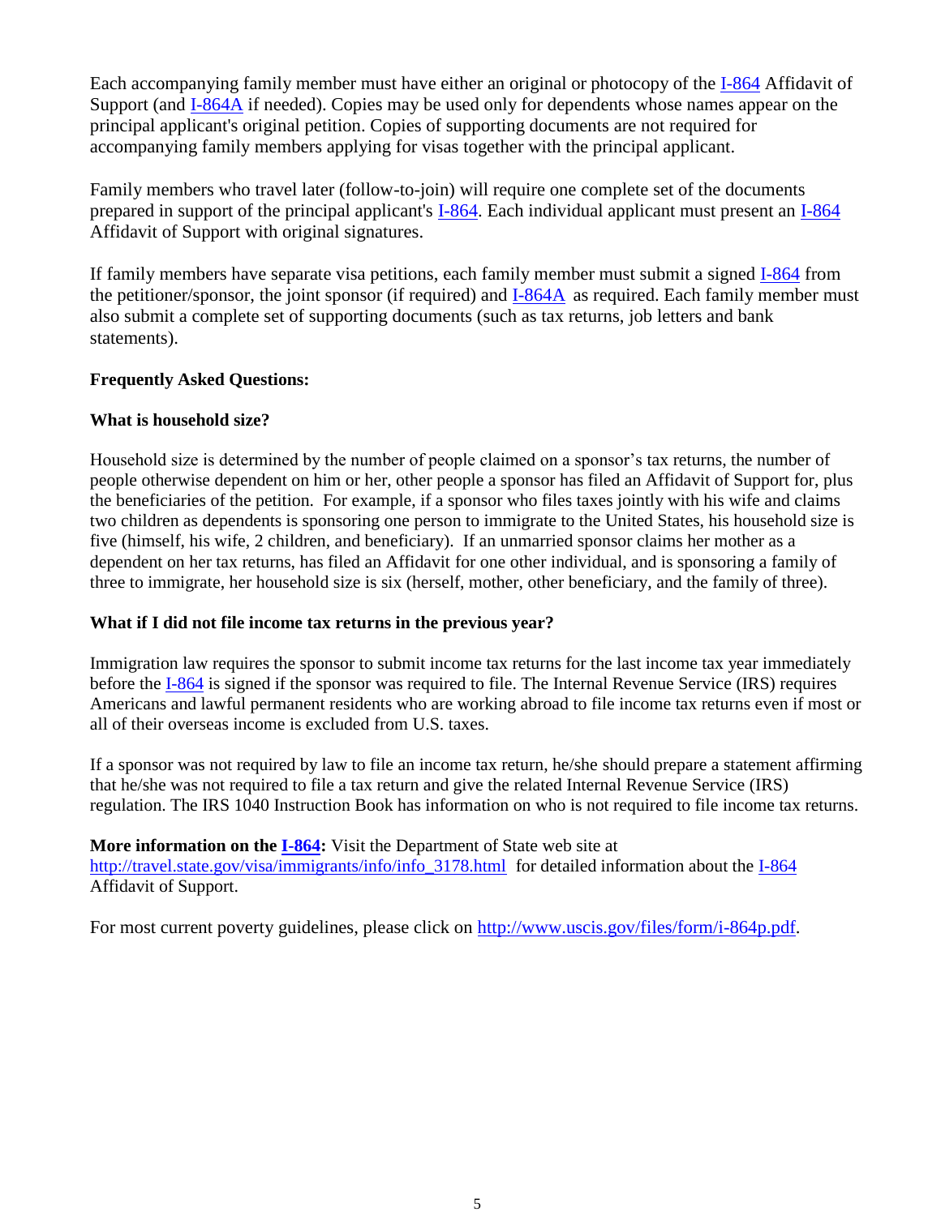Each accompanying family member must have either an original or photocopy of the I-864 Affidavit of Support (and I-864A if needed). Copies may be used only for dependents whose names appear on the principal applicant's original petition. Copies of supporting documents are not required for accompanying family members applying for visas together with the principal applicant.

Family members who travel later (follow-to-join) will require one complete set of the documents prepared in support of the principal applicant's I-864. Each individual applicant must present an I-864 Affidavit of Support with original signatures.

If family members have separate visa petitions, each family member must submit a signed I-864 from the petitioner/sponsor, the joint sponsor (if required) and I-864A as required. Each family member must also submit a complete set of supporting documents (such as tax returns, job letters and bank statements).

**Frequently Asked Questions:**

**What is household size?**

Household size is determined by the number of people claimed on a sponsor's tax returns, the number of people otherwise dependent on him or her, other people a sponsor has filed an Affidavit of Support for, plus the beneficiaries of the petition. For example, if a sponsor who files taxes jointly with his wife and claims two children as dependents is sponsoring one person to immigrate to the United States, his household size is five (himself, his wife, 2 children, and beneficiary). If an unmarried sponsor claims her mother as a dependent on her tax returns, has filed an Affidavit for one other individual, and is sponsoring a family of three to immigrate, her household size is six (herself, mother, other beneficiary, and the family of three).

**What if I did not file income tax returns in the previous year?**

Immigration law requires the sponsor to submit income tax returns for the last income tax year immediately before the I-864 is signed if the sponsor was required to file. The Internal Revenue Service (IRS) requires Americans and lawful permanent residents who are working abroad to file income tax returns even if most or all of their overseas income is excluded from U.S. taxes.

If a sponsor was not required by law to file an income tax return, he/she should prepare a statement affirming that he/she was not required to file a tax return and give the related Internal Revenue Service (IRS) regulation. The IRS 1040 Instruction Book has information on who is not required to file income tax returns.

**More information on the I-864:** Visit the Department of State web site at http://travel.state.gov/visa/immigrants/info/info_3178.html for detailed information about the I-864 Affidavit of Support.

For most current poverty guidelines, please click on http://www.uscis.gov/files/form/i-864p.pdf.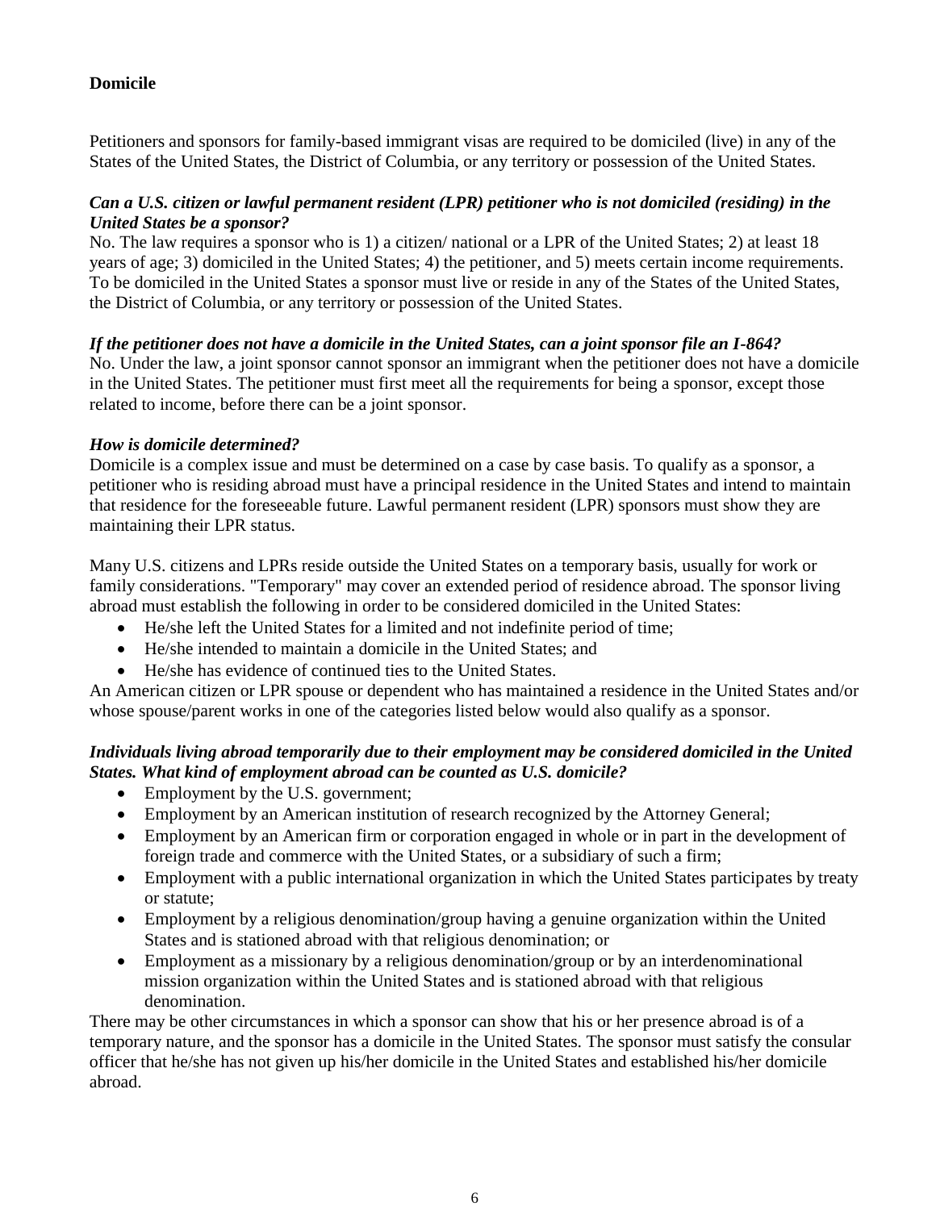**Domicile**

Petitioners and sponsors for family-based immigrant visas are required to be domiciled (live) in any of the States of the United States, the District of Columbia, or any territory or possession of the United States.

***Can a U.S. citizen or lawful permanent resident (LPR) petitioner who is not domiciled (residing) in the United States be a sponsor?***

No. The law requires a sponsor who is 1) a citizen/ national or a LPR of the United States; 2) at least 18 years of age; 3) domiciled in the United States; 4) the petitioner, and 5) meets certain income requirements. To be domiciled in the United States a sponsor must live or reside in any of the States of the United States, the District of Columbia, or any territory or possession of the United States.

***If the petitioner does not have a domicile in the United States, can a joint sponsor file an I-864?***

No. Under the law, a joint sponsor cannot sponsor an immigrant when the petitioner does not have a domicile in the United States. The petitioner must first meet all the requirements for being a sponsor, except those related to income, before there can be a joint sponsor.

***How is domicile determined?***

Domicile is a complex issue and must be determined on a case by case basis. To qualify as a sponsor, a petitioner who is residing abroad must have a principal residence in the United States and intend to maintain that residence for the foreseeable future. Lawful permanent resident (LPR) sponsors must show they are maintaining their LPR status.

Many U.S. citizens and LPRs reside outside the United States on a temporary basis, usually for work or family considerations. "Temporary" may cover an extended period of residence abroad. The sponsor living abroad must establish the following in order to be considered domiciled in the United States:

- He/she left the United States for a limited and not indefinite period of time;
- He/she intended to maintain a domicile in the United States; and
- He/she has evidence of continued ties to the United States.

An American citizen or LPR spouse or dependent who has maintained a residence in the United States and/or whose spouse/parent works in one of the categories listed below would also qualify as a sponsor.

***Individuals living abroad temporarily due to their employment may be considered domiciled in the United States. What kind of employment abroad can be counted as U.S. domicile?***

- Employment by the U.S. government;
- Employment by an American institution of research recognized by the Attorney General;
- Employment by an American firm or corporation engaged in whole or in part in the development of foreign trade and commerce with the United States, or a subsidiary of such a firm;
- Employment with a public international organization in which the United States participates by treaty or statute;
- Employment by a religious denomination/group having a genuine organization within the United States and is stationed abroad with that religious denomination; or
- Employment as a missionary by a religious denomination/group or by an interdenominational mission organization within the United States and is stationed abroad with that religious denomination.

There may be other circumstances in which a sponsor can show that his or her presence abroad is of a temporary nature, and the sponsor has a domicile in the United States. The sponsor must satisfy the consular officer that he/she has not given up his/her domicile in the United States and established his/her domicile abroad.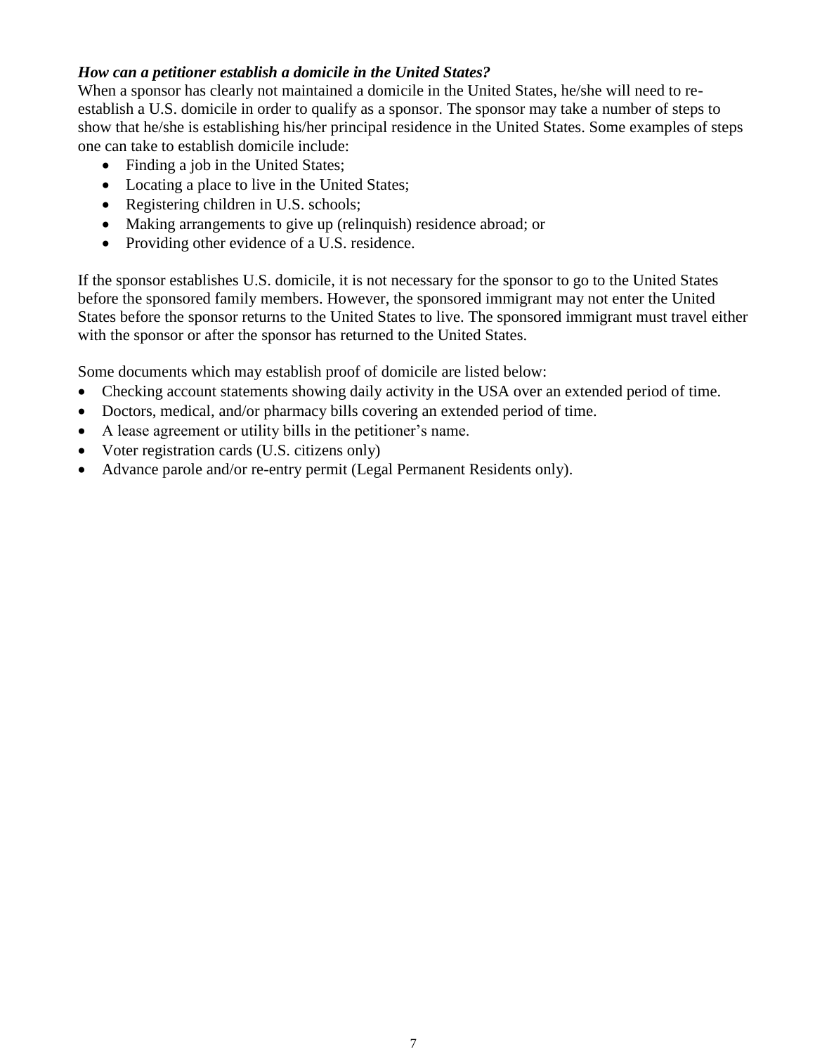***How can a petitioner establish a domicile in the United States?***

When a sponsor has clearly not maintained a domicile in the United States, he/she will need to re-establish a U.S. domicile in order to qualify as a sponsor. The sponsor may take a number of steps to show that he/she is establishing his/her principal residence in the United States. Some examples of steps one can take to establish domicile include:

- Finding a job in the United States;
- Locating a place to live in the United States;
- Registering children in U.S. schools;
- Making arrangements to give up (relinquish) residence abroad; or
- Providing other evidence of a U.S. residence.

If the sponsor establishes U.S. domicile, it is not necessary for the sponsor to go to the United States before the sponsored family members. However, the sponsored immigrant may not enter the United States before the sponsor returns to the United States to live. The sponsored immigrant must travel either with the sponsor or after the sponsor has returned to the United States.

Some documents which may establish proof of domicile are listed below:

- Checking account statements showing daily activity in the USA over an extended period of time.
- Doctors, medical, and/or pharmacy bills covering an extended period of time.
- A lease agreement or utility bills in the petitioner's name.
- Voter registration cards (U.S. citizens only)
- Advance parole and/or re-entry permit (Legal Permanent Residents only).